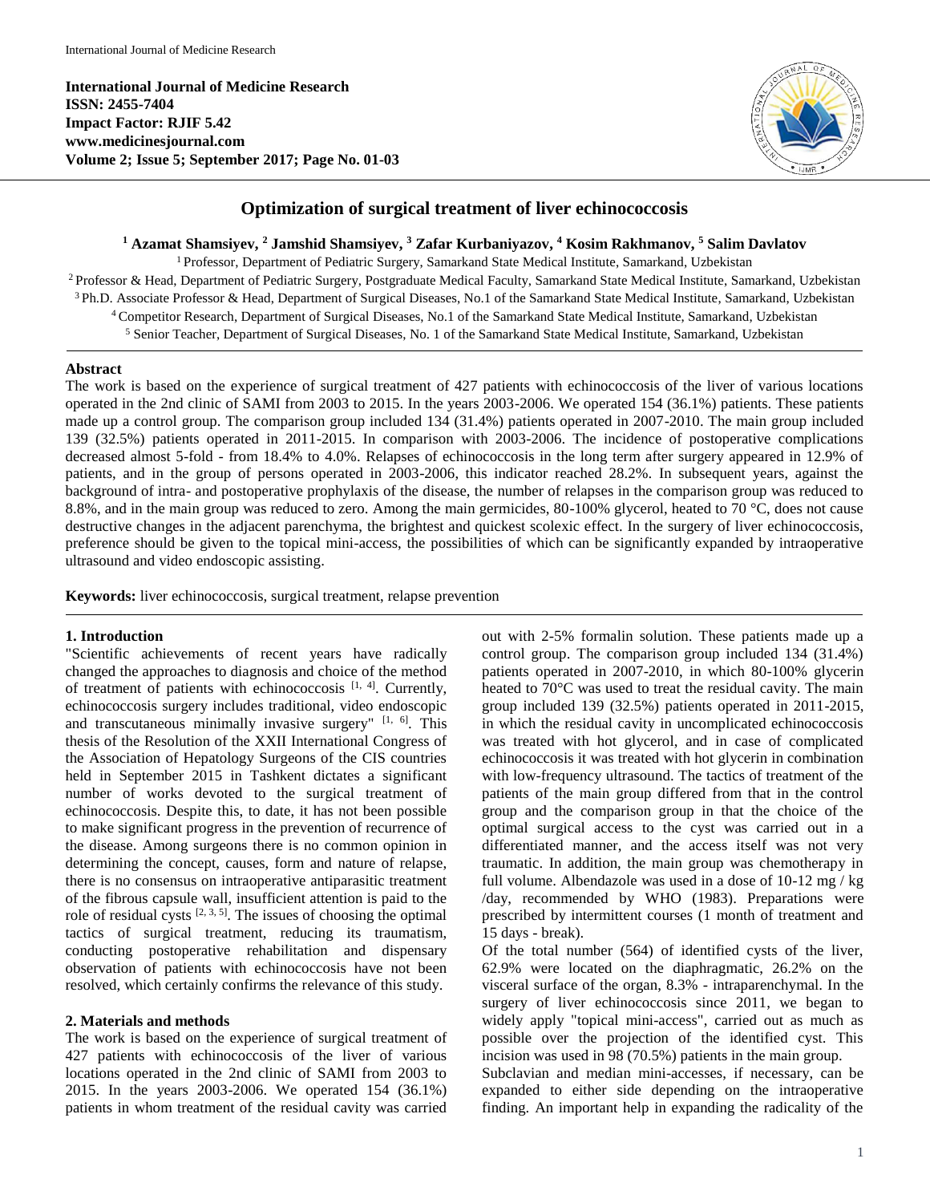# Optimization of surgical treatment of liver echinococcosis

**[1] Azamat Shamsiyev, [2] Jamshid Shamsiyev, [3] Zafar Kurbaniyazov, [4] Kosim Rakhmanov, [5] Salim Davlatov**

[1] Professor, Department of Pediatric Surgery, Samarkand State Medical Institute, Samarkand, Uzbekistan
[2] Professor & Head, Department of Pediatric Surgery, Postgraduate Medical Faculty, Samarkand State Medical Institute, Samarkand, Uzbekistan
[3] Ph.D. Associate Professor & Head, Department of Surgical Diseases, No.1 of the Samarkand State Medical Institute, Samarkand, Uzbekistan
[4] Competitor Research, Department of Surgical Diseases, No.1 of the Samarkand State Medical Institute, Samarkand, Uzbekistan
[5] Senior Teacher, Department of Surgical Diseases, No. 1 of the Samarkand State Medical Institute, Samarkand, Uzbekistan

## Abstract

The work is based on the experience of surgical treatment of 427 patients with echinococcosis of the liver of various locations operated in the 2nd clinic of SAMI from 2003 to 2015. In the years 2003-2006. We operated 154 (36.1%) patients. These patients made up a control group. The comparison group included 134 (31.4%) patients operated in 2007-2010. The main group included 139 (32.5%) patients operated in 2011-2015. In comparison with 2003-2006. The incidence of postoperative complications decreased almost 5-fold - from 18.4% to 4.0%. Relapses of echinococcosis in the long term after surgery appeared in 12.9% of patients, and in the group of persons operated in 2003-2006, this indicator reached 28.2%. In subsequent years, against the background of intra- and postoperative prophylaxis of the disease, the number of relapses in the comparison group was reduced to 8.8%, and in the main group was reduced to zero. Among the main germicides, 80-100% glycerol, heated to 70 °C, does not cause destructive changes in the adjacent parenchyma, the brightest and quickest scolexic effect. In the surgery of liver echinococcosis, preference should be given to the topical mini-access, the possibilities of which can be significantly expanded by intraoperative ultrasound and video endoscopic assisting.

**Keywords:** liver echinococcosis, surgical treatment, relapse prevention

## 1. Introduction

"Scientific achievements of recent years have radically changed the approaches to diagnosis and choice of the method of treatment of patients with echinococcosis [1, 4]. Currently, echinococcosis surgery includes traditional, video endoscopic and transcutaneous minimally invasive surgery" [1, 6]. This thesis of the Resolution of the XXII International Congress of the Association of Hepatology Surgeons of the CIS countries held in September 2015 in Tashkent dictates a significant number of works devoted to the surgical treatment of echinococcosis. Despite this, to date, it has not been possible to make significant progress in the prevention of recurrence of the disease. Among surgeons there is no common opinion in determining the concept, causes, form and nature of relapse, there is no consensus on intraoperative antiparasitic treatment of the fibrous capsule wall, insufficient attention is paid to the role of residual cysts [2, 3, 5]. The issues of choosing the optimal tactics of surgical treatment, reducing its traumatism, conducting postoperative rehabilitation and dispensary observation of patients with echinococcosis have not been resolved, which certainly confirms the relevance of this study.

## 2. Materials and methods

The work is based on the experience of surgical treatment of 427 patients with echinococcosis of the liver of various locations operated in the 2nd clinic of SAMI from 2003 to 2015. In the years 2003-2006. We operated 154 (36.1%) patients in whom treatment of the residual cavity was carried out with 2-5% formalin solution. These patients made up a control group. The comparison group included 134 (31.4%) patients operated in 2007-2010, in which 80-100% glycerin heated to 70°C was used to treat the residual cavity. The main group included 139 (32.5%) patients operated in 2011-2015, in which the residual cavity in uncomplicated echinococcosis was treated with hot glycerol, and in case of complicated echinococcosis it was treated with hot glycerin in combination with low-frequency ultrasound. The tactics of treatment of the patients of the main group differed from that in the control group and the comparison group in that the choice of the optimal surgical access to the cyst was carried out in a differentiated manner, and the access itself was not very traumatic. In addition, the main group was chemotherapy in full volume. Albendazole was used in a dose of 10-12 mg / kg /day, recommended by WHO (1983). Preparations were prescribed by intermittent courses (1 month of treatment and 15 days - break).

Of the total number (564) of identified cysts of the liver, 62.9% were located on the diaphragmatic, 26.2% on the visceral surface of the organ, 8.3% - intraparenchymal. In the surgery of liver echinococcosis since 2011, we began to widely apply "topical mini-access", carried out as much as possible over the projection of the identified cyst. This incision was used in 98 (70.5%) patients in the main group.

Subclavian and median mini-accesses, if necessary, can be expanded to either side depending on the intraoperative finding. An important help in expanding the radicality of the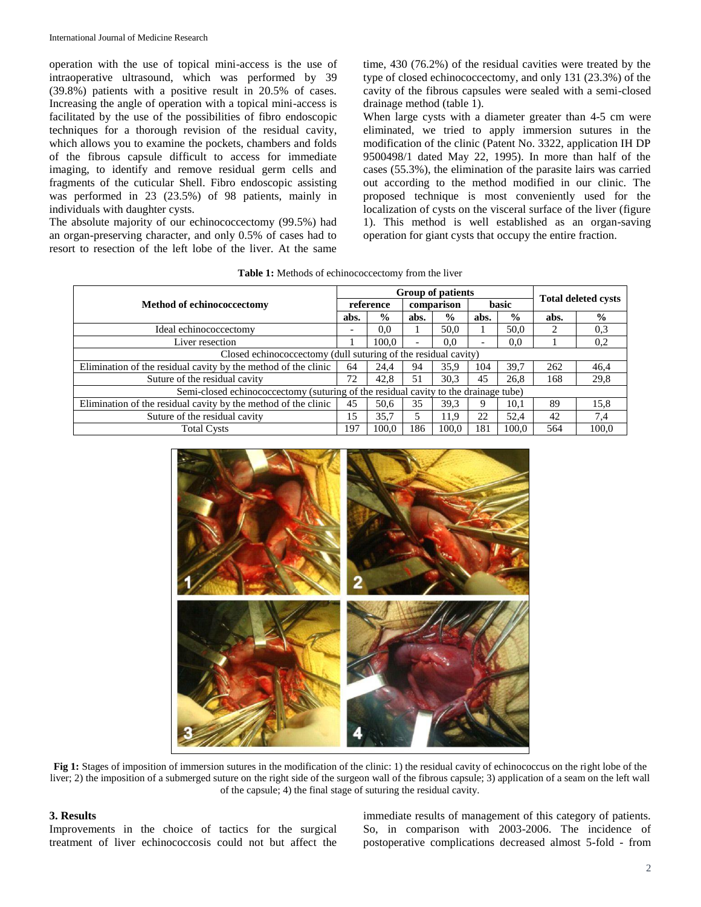operation with the use of topical mini-access is the use of intraoperative ultrasound, which was performed by 39 (39.8%) patients with a positive result in 20.5% of cases. Increasing the angle of operation with a topical mini-access is facilitated by the use of the possibilities of fibro endoscopic techniques for a thorough revision of the residual cavity, which allows you to examine the pockets, chambers and folds of the fibrous capsule difficult to access for immediate imaging, to identify and remove residual germ cells and fragments of the cuticular Shell. Fibro endoscopic assisting was performed in 23 (23.5%) of 98 patients, mainly in individuals with daughter cysts.

The absolute majority of our echinococcectomy (99.5%) had an organ-preserving character, and only 0.5% of cases had to resort to resection of the left lobe of the liver. At the same time, 430 (76.2%) of the residual cavities were treated by the type of closed echinococcectomy, and only 131 (23.3%) of the cavity of the fibrous capsules were sealed with a semi-closed drainage method (table 1).

When large cysts with a diameter greater than 4-5 cm were eliminated, we tried to apply immersion sutures in the modification of the clinic (Patent No. 3322, application IH DP 9500498/1 dated May 22, 1995). In more than half of the cases (55.3%), the elimination of the parasite lairs was carried out according to the method modified in our clinic. The proposed technique is most conveniently used for the localization of cysts on the visceral surface of the liver (figure 1). This method is well established as an organ-saving operation for giant cysts that occupy the entire fraction.

**Table 1:** Methods of echinococcectomy from the liver

| Method of echinococcectomy | Group of patients | | | | | | Total deleted cysts | |
|---|---|---|---|---|---|---|---|---|
| | reference | | comparison | | basic | | | |
| | abs. | % | abs. | % | abs. | % | abs. | % |
| Ideal echinococcectomy | - | 0,0 | 1 | 50,0 | 1 | 50,0 | 2 | 0,3 |
| Liver resection | 1 | 100,0 | - | 0,0 | - | 0,0 | 1 | 0,2 |
| Closed echinococcectomy (dull suturing of the residual cavity) | | | | | | | | |
| Elimination of the residual cavity by the method of the clinic | 64 | 24,4 | 94 | 35,9 | 104 | 39,7 | 262 | 46,4 |
| Suture of the residual cavity | 72 | 42,8 | 51 | 30,3 | 45 | 26,8 | 168 | 29,8 |
| Semi-closed echinococcectomy (suturing of the residual cavity to the drainage tube) | | | | | | | | |
| Elimination of the residual cavity by the method of the clinic | 45 | 50,6 | 35 | 39,3 | 9 | 10,1 | 89 | 15,8 |
| Suture of the residual cavity | 15 | 35,7 | 5 | 11,9 | 22 | 52,4 | 42 | 7,4 |
| Total Cysts | 197 | 100,0 | 186 | 100,0 | 181 | 100,0 | 564 | 100,0 |

**Fig 1:** Stages of imposition of immersion sutures in the modification of the clinic: 1) the residual cavity of echinococcus on the right lobe of the liver; 2) the imposition of a submerged suture on the right side of the surgeon wall of the fibrous capsule; 3) application of a seam on the left wall of the capsule; 4) the final stage of suturing the residual cavity.

## 3. Results

Improvements in the choice of tactics for the surgical treatment of liver echinococcosis could not but affect the immediate results of management of this category of patients. So, in comparison with 2003-2006. The incidence of postoperative complications decreased almost 5-fold - from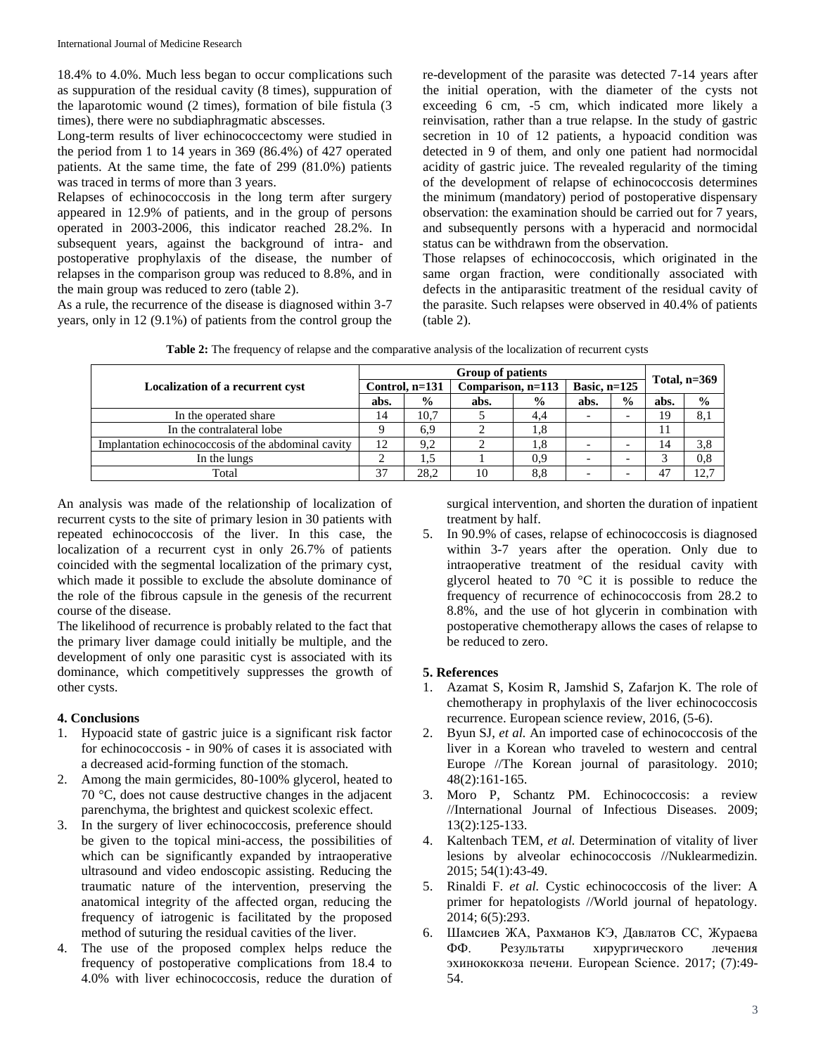18.4% to 4.0%. Much less began to occur complications such as suppuration of the residual cavity (8 times), suppuration of the laparotomic wound (2 times), formation of bile fistula (3 times), there were no subdiaphragmatic abscesses.

Long-term results of liver echinococcectomy were studied in the period from 1 to 14 years in 369 (86.4%) of 427 operated patients. At the same time, the fate of 299 (81.0%) patients was traced in terms of more than 3 years.

Relapses of echinococcosis in the long term after surgery appeared in 12.9% of patients, and in the group of persons operated in 2003-2006, this indicator reached 28.2%. In subsequent years, against the background of intra- and postoperative prophylaxis of the disease, the number of relapses in the comparison group was reduced to 8.8%, and in the main group was reduced to zero (table 2).

As a rule, the recurrence of the disease is diagnosed within 3-7 years, only in 12 (9.1%) of patients from the control group the re-development of the parasite was detected 7-14 years after the initial operation, with the diameter of the cysts not exceeding 6 cm, -5 cm, which indicated more likely a reinvisation, rather than a true relapse. In the study of gastric secretion in 10 of 12 patients, a hypoacid condition was detected in 9 of them, and only one patient had normocidal acidity of gastric juice. The revealed regularity of the timing of the development of relapse of echinococcosis determines the minimum (mandatory) period of postoperative dispensary observation: the examination should be carried out for 7 years, and subsequently persons with a hyperacid and normocidal status can be withdrawn from the observation.

Those relapses of echinococcosis, which originated in the same organ fraction, were conditionally associated with defects in the antiparasitic treatment of the residual cavity of the parasite. Such relapses were observed in 40.4% of patients (table 2).

**Table 2:** The frequency of relapse and the comparative analysis of the localization of recurrent cysts

| Localization of a recurrent cyst | Group of patients | | | | | | Total, n=369 | |
|---|---|---|---|---|---|---|---|---|
| | Control, n=131 | | Comparison, n=113 | | Basic, n=125 | | | |
| | abs. | % | abs. | % | abs. | % | abs. | % |
| In the operated share | 14 | 10,7 | 5 | 4,4 | - | - | 19 | 8,1 |
| In the contralateral lobe | 9 | 6,9 | 2 | 1,8 | | | 11 | |
| Implantation echinococcosis of the abdominal cavity | 12 | 9,2 | 2 | 1,8 | - | - | 14 | 3,8 |
| In the lungs | 2 | 1,5 | 1 | 0,9 | - | - | 3 | 0,8 |
| Total | 37 | 28,2 | 10 | 8,8 | - | - | 47 | 12,7 |

An analysis was made of the relationship of localization of recurrent cysts to the site of primary lesion in 30 patients with repeated echinococcosis of the liver. In this case, the localization of a recurrent cyst in only 26.7% of patients coincided with the segmental localization of the primary cyst, which made it possible to exclude the absolute dominance of the role of the fibrous capsule in the genesis of the recurrent course of the disease.

The likelihood of recurrence is probably related to the fact that the primary liver damage could initially be multiple, and the development of only one parasitic cyst is associated with its dominance, which competitively suppresses the growth of other cysts.

## 4. Conclusions

1. Hypoacid state of gastric juice is a significant risk factor for echinococcosis - in 90% of cases it is associated with a decreased acid-forming function of the stomach.
2. Among the main germicides, 80-100% glycerol, heated to 70 °C, does not cause destructive changes in the adjacent parenchyma, the brightest and quickest scolexic effect.
3. In the surgery of liver echinococcosis, preference should be given to the topical mini-access, the possibilities of which can be significantly expanded by intraoperative ultrasound and video endoscopic assisting. Reducing the traumatic nature of the intervention, preserving the anatomical integrity of the affected organ, reducing the frequency of iatrogenic is facilitated by the proposed method of suturing the residual cavities of the liver.
4. The use of the proposed complex helps reduce the frequency of postoperative complications from 18.4 to 4.0% with liver echinococcosis, reduce the duration of surgical intervention, and shorten the duration of inpatient treatment by half.
5. In 90.9% of cases, relapse of echinococcosis is diagnosed within 3-7 years after the operation. Only due to intraoperative treatment of the residual cavity with glycerol heated to 70 °C it is possible to reduce the frequency of recurrence of echinococcosis from 28.2 to 8.8%, and the use of hot glycerin in combination with postoperative chemotherapy allows the cases of relapse to be reduced to zero.

## 5. References

1. Azamat S, Kosim R, Jamshid S, Zafarjon K. The role of chemotherapy in prophylaxis of the liver echinococcosis recurrence. European science review, 2016, (5-6).
2. Byun SJ, *et al.* An imported case of echinococcosis of the liver in a Korean who traveled to western and central Europe //The Korean journal of parasitology. 2010; 48(2):161-165.
3. Moro P, Schantz PM. Echinococcosis: a review //International Journal of Infectious Diseases. 2009; 13(2):125-133.
4. Kaltenbach TEM, *et al.* Determination of vitality of liver lesions by alveolar echinococcosis //Nuklearmedizin. 2015; 54(1):43-49.
5. Rinaldi F. *et al.* Cystic echinococcosis of the liver: A primer for hepatologists //World journal of hepatology. 2014; 6(5):293.
6. Шамсиев ЖА, Рахманов КЭ, Давлатов СС, Жураева ФФ. Результаты хирургического лечения эхинококкоза печени. European Science. 2017; (7):49-54.